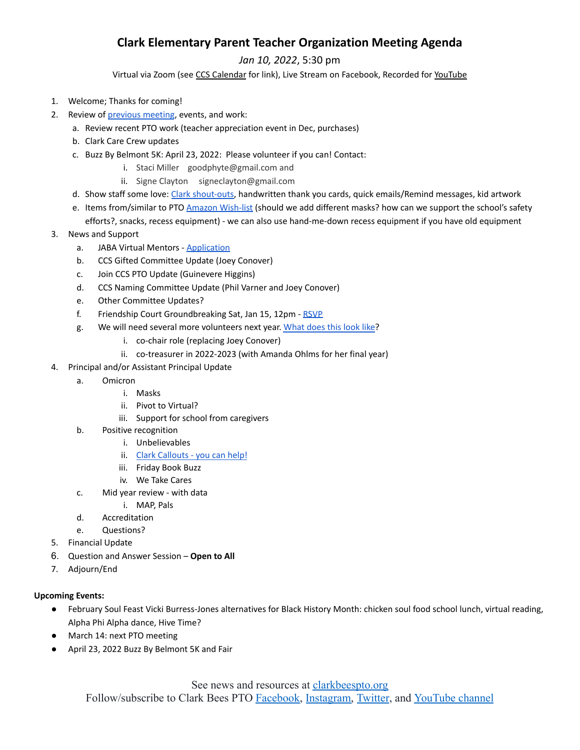# Clark Elementary Parent Teacher Organization Meeting Agenda

*Jan 10, 2022*, 5:30 pm

Virtual via Zoom (see CCS Calendar for link), Live Stream on Facebook, Recorded for YouTube

1. Welcome; Thanks for coming!
2. Review of previous meeting, events, and work:
   a. Review recent PTO work (teacher appreciation event in Dec, purchases)
   b. Clark Care Crew updates
   c. Buzz By Belmont 5K: April 23, 2022: Please volunteer if you can! Contact:
      i. Staci Miller goodphyte@gmail.com and
      ii. Signe Clayton signeclayton@gmail.com
   d. Show staff some love: Clark shout-outs, handwritten thank you cards, quick emails/Remind messages, kid artwork
   e. Items from/similar to PTO Amazon Wish-list (should we add different masks? how can we support the school's safety efforts?, snacks, recess equipment) - we can also use hand-me-down recess equipment if you have old equipment
3. News and Support
   a. JABA Virtual Mentors - Application
   b. CCS Gifted Committee Update (Joey Conover)
   c. Join CCS PTO Update (Guinevere Higgins)
   d. CCS Naming Committee Update (Phil Varner and Joey Conover)
   e. Other Committee Updates?
   f. Friendship Court Groundbreaking Sat, Jan 15, 12pm - RSVP
   g. We will need several more volunteers next year. What does this look like?
      i. co-chair role (replacing Joey Conover)
      ii. co-treasurer in 2022-2023 (with Amanda Ohlms for her final year)
4. Principal and/or Assistant Principal Update
   a. Omicron
      i. Masks
      ii. Pivot to Virtual?
      iii. Support for school from caregivers
   b. Positive recognition
      i. Unbelievables
      ii. Clark Callouts - you can help!
      iii. Friday Book Buzz
      iv. We Take Cares
   c. Mid year review - with data
      i. MAP, Pals
   d. Accreditation
   e. Questions?
5. Financial Update
6. Question and Answer Session – **Open to All**
7. Adjourn/End

**Upcoming Events:**

- February Soul Feast Vicki Burress-Jones alternatives for Black History Month: chicken soul food school lunch, virtual reading, Alpha Phi Alpha dance, Hive Time?
- March 14: next PTO meeting
- April 23, 2022 Buzz By Belmont 5K and Fair

See news and resources at clarkbeespto.org

Follow/subscribe to Clark Bees PTO Facebook, Instagram, Twitter, and YouTube channel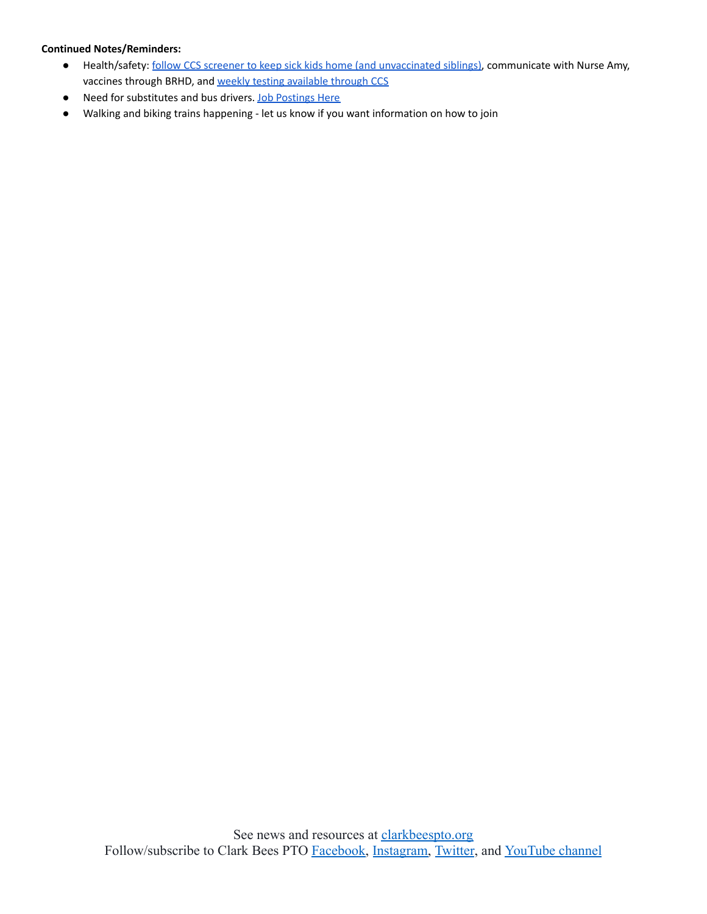**Continued Notes/Reminders:**

- Health/safety: follow CCS screener to keep sick kids home (and unvaccinated siblings), communicate with Nurse Amy, vaccines through BRHD, and weekly testing available through CCS
- Need for substitutes and bus drivers. Job Postings Here
- Walking and biking trains happening - let us know if you want information on how to join

See news and resources at clarkbeespto.org
Follow/subscribe to Clark Bees PTO Facebook, Instagram, Twitter, and YouTube channel